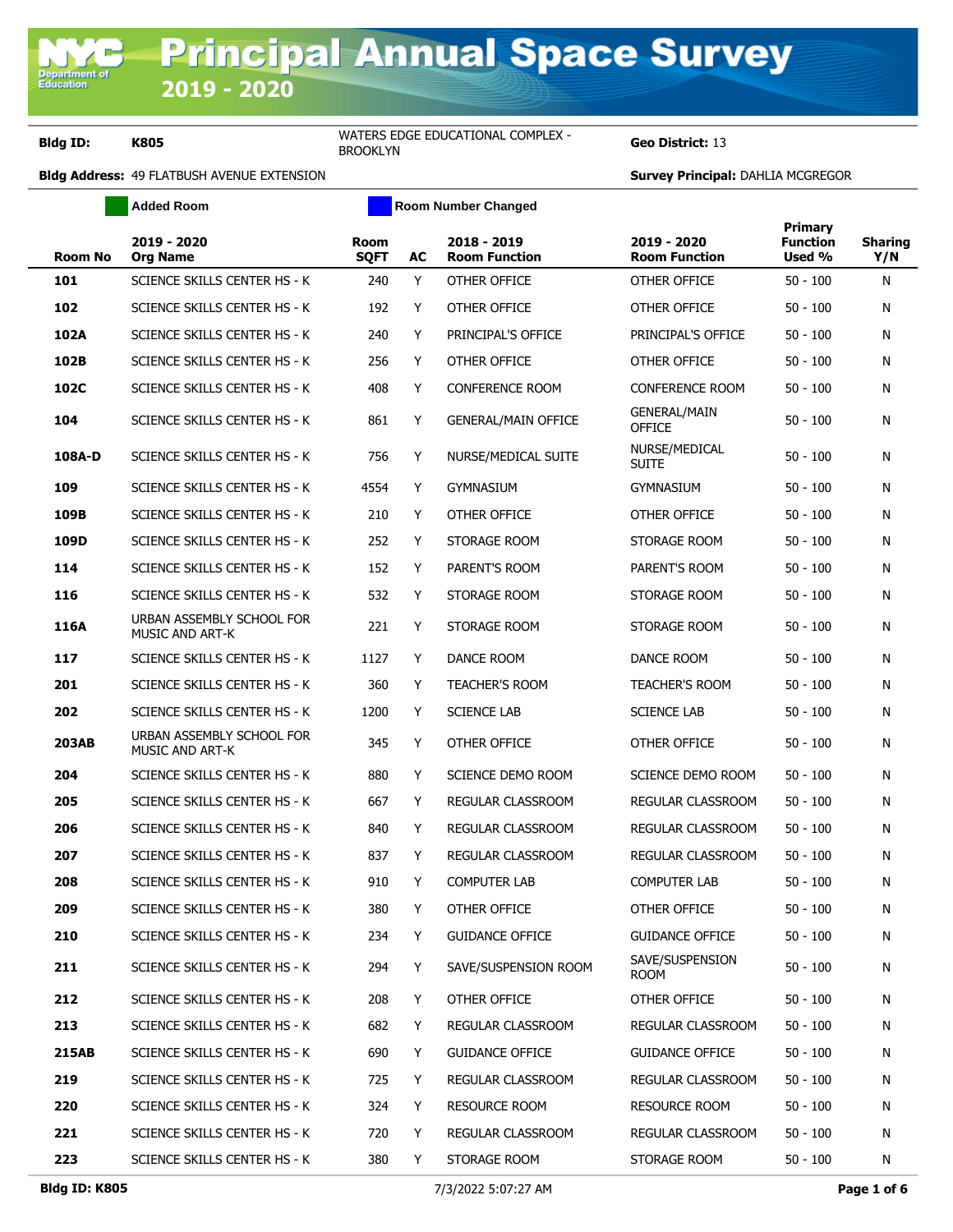# Principal Annual Space Survey 2019 - 2020

**Bldg ID:** K805 | WATERS EDGE EDUCATIONAL COMPLEX - BROOKLYN | **Geo District:** 13

**Bldg Address:** 49 FLATBUSH AVENUE EXTENSION | **Survey Principal:** DAHLIA MCGREGOR

Added Room | Room Number Changed

| Room No | 2019 - 2020 Org Name | Room SQFT | AC | 2018 - 2019 Room Function | 2019 - 2020 Room Function | Primary Function Used % | Sharing Y/N |
|---|---|---|---|---|---|---|---|
| 101 | SCIENCE SKILLS CENTER HS - K | 240 | Y | OTHER OFFICE | OTHER OFFICE | 50 - 100 | N |
| 102 | SCIENCE SKILLS CENTER HS - K | 192 | Y | OTHER OFFICE | OTHER OFFICE | 50 - 100 | N |
| 102A | SCIENCE SKILLS CENTER HS - K | 240 | Y | PRINCIPAL'S OFFICE | PRINCIPAL'S OFFICE | 50 - 100 | N |
| 102B | SCIENCE SKILLS CENTER HS - K | 256 | Y | OTHER OFFICE | OTHER OFFICE | 50 - 100 | N |
| 102C | SCIENCE SKILLS CENTER HS - K | 408 | Y | CONFERENCE ROOM | CONFERENCE ROOM | 50 - 100 | N |
| 104 | SCIENCE SKILLS CENTER HS - K | 861 | Y | GENERAL/MAIN OFFICE | GENERAL/MAIN OFFICE | 50 - 100 | N |
| 108A-D | SCIENCE SKILLS CENTER HS - K | 756 | Y | NURSE/MEDICAL SUITE | NURSE/MEDICAL SUITE | 50 - 100 | N |
| 109 | SCIENCE SKILLS CENTER HS - K | 4554 | Y | GYMNASIUM | GYMNASIUM | 50 - 100 | N |
| 109B | SCIENCE SKILLS CENTER HS - K | 210 | Y | OTHER OFFICE | OTHER OFFICE | 50 - 100 | N |
| 109D | SCIENCE SKILLS CENTER HS - K | 252 | Y | STORAGE ROOM | STORAGE ROOM | 50 - 100 | N |
| 114 | SCIENCE SKILLS CENTER HS - K | 152 | Y | PARENT'S ROOM | PARENT'S ROOM | 50 - 100 | N |
| 116 | SCIENCE SKILLS CENTER HS - K | 532 | Y | STORAGE ROOM | STORAGE ROOM | 50 - 100 | N |
| 116A | URBAN ASSEMBLY SCHOOL FOR MUSIC AND ART-K | 221 | Y | STORAGE ROOM | STORAGE ROOM | 50 - 100 | N |
| 117 | SCIENCE SKILLS CENTER HS - K | 1127 | Y | DANCE ROOM | DANCE ROOM | 50 - 100 | N |
| 201 | SCIENCE SKILLS CENTER HS - K | 360 | Y | TEACHER'S ROOM | TEACHER'S ROOM | 50 - 100 | N |
| 202 | SCIENCE SKILLS CENTER HS - K | 1200 | Y | SCIENCE LAB | SCIENCE LAB | 50 - 100 | N |
| 203AB | URBAN ASSEMBLY SCHOOL FOR MUSIC AND ART-K | 345 | Y | OTHER OFFICE | OTHER OFFICE | 50 - 100 | N |
| 204 | SCIENCE SKILLS CENTER HS - K | 880 | Y | SCIENCE DEMO ROOM | SCIENCE DEMO ROOM | 50 - 100 | N |
| 205 | SCIENCE SKILLS CENTER HS - K | 667 | Y | REGULAR CLASSROOM | REGULAR CLASSROOM | 50 - 100 | N |
| 206 | SCIENCE SKILLS CENTER HS - K | 840 | Y | REGULAR CLASSROOM | REGULAR CLASSROOM | 50 - 100 | N |
| 207 | SCIENCE SKILLS CENTER HS - K | 837 | Y | REGULAR CLASSROOM | REGULAR CLASSROOM | 50 - 100 | N |
| 208 | SCIENCE SKILLS CENTER HS - K | 910 | Y | COMPUTER LAB | COMPUTER LAB | 50 - 100 | N |
| 209 | SCIENCE SKILLS CENTER HS - K | 380 | Y | OTHER OFFICE | OTHER OFFICE | 50 - 100 | N |
| 210 | SCIENCE SKILLS CENTER HS - K | 234 | Y | GUIDANCE OFFICE | GUIDANCE OFFICE | 50 - 100 | N |
| 211 | SCIENCE SKILLS CENTER HS - K | 294 | Y | SAVE/SUSPENSION ROOM | SAVE/SUSPENSION ROOM | 50 - 100 | N |
| 212 | SCIENCE SKILLS CENTER HS - K | 208 | Y | OTHER OFFICE | OTHER OFFICE | 50 - 100 | N |
| 213 | SCIENCE SKILLS CENTER HS - K | 682 | Y | REGULAR CLASSROOM | REGULAR CLASSROOM | 50 - 100 | N |
| 215AB | SCIENCE SKILLS CENTER HS - K | 690 | Y | GUIDANCE OFFICE | GUIDANCE OFFICE | 50 - 100 | N |
| 219 | SCIENCE SKILLS CENTER HS - K | 725 | Y | REGULAR CLASSROOM | REGULAR CLASSROOM | 50 - 100 | N |
| 220 | SCIENCE SKILLS CENTER HS - K | 324 | Y | RESOURCE ROOM | RESOURCE ROOM | 50 - 100 | N |
| 221 | SCIENCE SKILLS CENTER HS - K | 720 | Y | REGULAR CLASSROOM | REGULAR CLASSROOM | 50 - 100 | N |
| 223 | SCIENCE SKILLS CENTER HS - K | 380 | Y | STORAGE ROOM | STORAGE ROOM | 50 - 100 | N |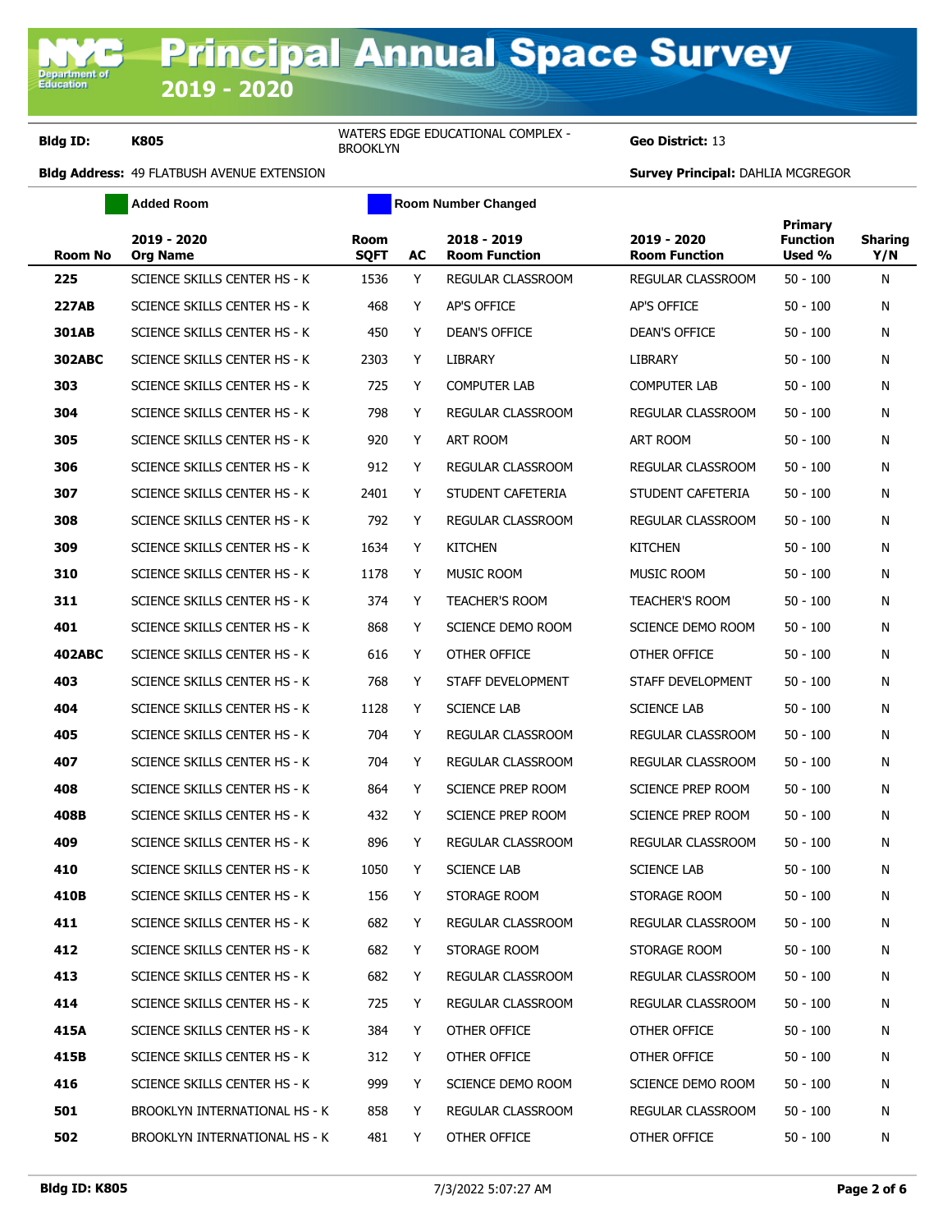# Principal Annual Space Survey 2019 - 2020

**Bldg ID:** K805 WATERS EDGE EDUCATIONAL COMPLEX - BROOKLYN **Geo District:** 13

**Bldg Address:** 49 FLATBUSH AVENUE EXTENSION **Survey Principal:** DAHLIA MCGREGOR

Added Room | Room Number Changed

| Room No | 2019 - 2020 Org Name | Room SQFT | AC | 2018 - 2019 Room Function | 2019 - 2020 Room Function | Primary Function Used % | Sharing Y/N |
|---|---|---|---|---|---|---|---|
| 225 | SCIENCE SKILLS CENTER HS - K | 1536 | Y | REGULAR CLASSROOM | REGULAR CLASSROOM | 50 - 100 | N |
| 227AB | SCIENCE SKILLS CENTER HS - K | 468 | Y | AP'S OFFICE | AP'S OFFICE | 50 - 100 | N |
| 301AB | SCIENCE SKILLS CENTER HS - K | 450 | Y | DEAN'S OFFICE | DEAN'S OFFICE | 50 - 100 | N |
| 302ABC | SCIENCE SKILLS CENTER HS - K | 2303 | Y | LIBRARY | LIBRARY | 50 - 100 | N |
| 303 | SCIENCE SKILLS CENTER HS - K | 725 | Y | COMPUTER LAB | COMPUTER LAB | 50 - 100 | N |
| 304 | SCIENCE SKILLS CENTER HS - K | 798 | Y | REGULAR CLASSROOM | REGULAR CLASSROOM | 50 - 100 | N |
| 305 | SCIENCE SKILLS CENTER HS - K | 920 | Y | ART ROOM | ART ROOM | 50 - 100 | N |
| 306 | SCIENCE SKILLS CENTER HS - K | 912 | Y | REGULAR CLASSROOM | REGULAR CLASSROOM | 50 - 100 | N |
| 307 | SCIENCE SKILLS CENTER HS - K | 2401 | Y | STUDENT CAFETERIA | STUDENT CAFETERIA | 50 - 100 | N |
| 308 | SCIENCE SKILLS CENTER HS - K | 792 | Y | REGULAR CLASSROOM | REGULAR CLASSROOM | 50 - 100 | N |
| 309 | SCIENCE SKILLS CENTER HS - K | 1634 | Y | KITCHEN | KITCHEN | 50 - 100 | N |
| 310 | SCIENCE SKILLS CENTER HS - K | 1178 | Y | MUSIC ROOM | MUSIC ROOM | 50 - 100 | N |
| 311 | SCIENCE SKILLS CENTER HS - K | 374 | Y | TEACHER'S ROOM | TEACHER'S ROOM | 50 - 100 | N |
| 401 | SCIENCE SKILLS CENTER HS - K | 868 | Y | SCIENCE DEMO ROOM | SCIENCE DEMO ROOM | 50 - 100 | N |
| 402ABC | SCIENCE SKILLS CENTER HS - K | 616 | Y | OTHER OFFICE | OTHER OFFICE | 50 - 100 | N |
| 403 | SCIENCE SKILLS CENTER HS - K | 768 | Y | STAFF DEVELOPMENT | STAFF DEVELOPMENT | 50 - 100 | N |
| 404 | SCIENCE SKILLS CENTER HS - K | 1128 | Y | SCIENCE LAB | SCIENCE LAB | 50 - 100 | N |
| 405 | SCIENCE SKILLS CENTER HS - K | 704 | Y | REGULAR CLASSROOM | REGULAR CLASSROOM | 50 - 100 | N |
| 407 | SCIENCE SKILLS CENTER HS - K | 704 | Y | REGULAR CLASSROOM | REGULAR CLASSROOM | 50 - 100 | N |
| 408 | SCIENCE SKILLS CENTER HS - K | 864 | Y | SCIENCE PREP ROOM | SCIENCE PREP ROOM | 50 - 100 | N |
| 408B | SCIENCE SKILLS CENTER HS - K | 432 | Y | SCIENCE PREP ROOM | SCIENCE PREP ROOM | 50 - 100 | N |
| 409 | SCIENCE SKILLS CENTER HS - K | 896 | Y | REGULAR CLASSROOM | REGULAR CLASSROOM | 50 - 100 | N |
| 410 | SCIENCE SKILLS CENTER HS - K | 1050 | Y | SCIENCE LAB | SCIENCE LAB | 50 - 100 | N |
| 410B | SCIENCE SKILLS CENTER HS - K | 156 | Y | STORAGE ROOM | STORAGE ROOM | 50 - 100 | N |
| 411 | SCIENCE SKILLS CENTER HS - K | 682 | Y | REGULAR CLASSROOM | REGULAR CLASSROOM | 50 - 100 | N |
| 412 | SCIENCE SKILLS CENTER HS - K | 682 | Y | STORAGE ROOM | STORAGE ROOM | 50 - 100 | N |
| 413 | SCIENCE SKILLS CENTER HS - K | 682 | Y | REGULAR CLASSROOM | REGULAR CLASSROOM | 50 - 100 | N |
| 414 | SCIENCE SKILLS CENTER HS - K | 725 | Y | REGULAR CLASSROOM | REGULAR CLASSROOM | 50 - 100 | N |
| 415A | SCIENCE SKILLS CENTER HS - K | 384 | Y | OTHER OFFICE | OTHER OFFICE | 50 - 100 | N |
| 415B | SCIENCE SKILLS CENTER HS - K | 312 | Y | OTHER OFFICE | OTHER OFFICE | 50 - 100 | N |
| 416 | SCIENCE SKILLS CENTER HS - K | 999 | Y | SCIENCE DEMO ROOM | SCIENCE DEMO ROOM | 50 - 100 | N |
| 501 | BROOKLYN INTERNATIONAL HS - K | 858 | Y | REGULAR CLASSROOM | REGULAR CLASSROOM | 50 - 100 | N |
| 502 | BROOKLYN INTERNATIONAL HS - K | 481 | Y | OTHER OFFICE | OTHER OFFICE | 50 - 100 | N |

**Bldg ID: K805** 7/3/2022 5:07:27 AM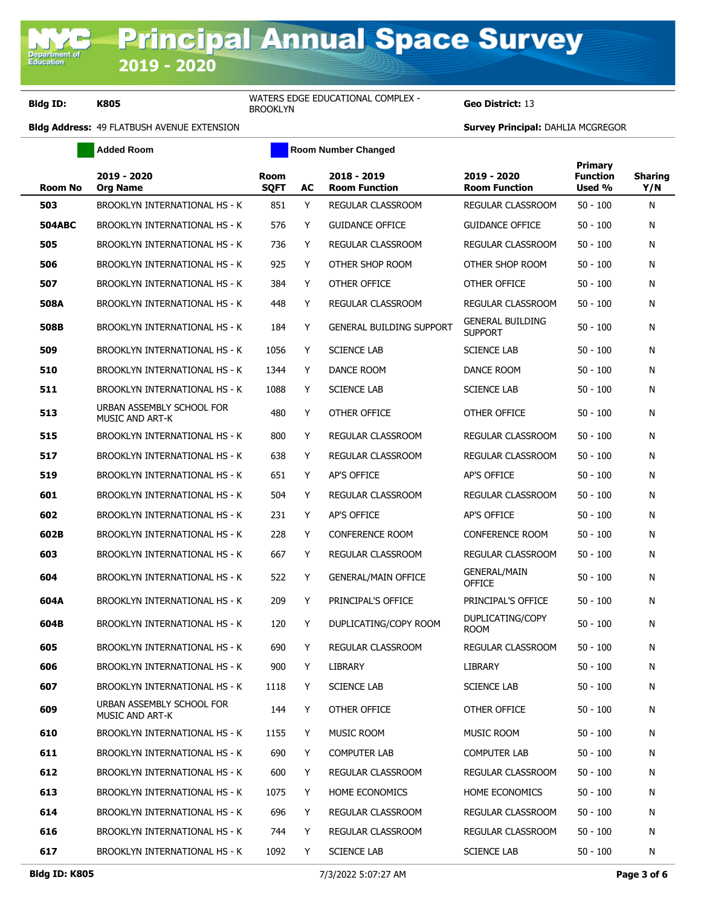# Principal Annual Space Survey 2019 - 2020

**Bldg ID:** K805 WATERS EDGE EDUCATIONAL COMPLEX - BROOKLYN **Geo District:** 13

**Bldg Address:** 49 FLATBUSH AVENUE EXTENSION **Survey Principal:** DAHLIA MCGREGOR

Added Room | Room Number Changed

| Room No | 2019 - 2020 Org Name | Room SQFT | AC | 2018 - 2019 Room Function | 2019 - 2020 Room Function | Primary Function Used % | Sharing Y/N |
|---|---|---|---|---|---|---|---|
| **503** | BROOKLYN INTERNATIONAL HS - K | 851 | Y | REGULAR CLASSROOM | REGULAR CLASSROOM | 50 - 100 | N |
| **504ABC** | BROOKLYN INTERNATIONAL HS - K | 576 | Y | GUIDANCE OFFICE | GUIDANCE OFFICE | 50 - 100 | N |
| **505** | BROOKLYN INTERNATIONAL HS - K | 736 | Y | REGULAR CLASSROOM | REGULAR CLASSROOM | 50 - 100 | N |
| **506** | BROOKLYN INTERNATIONAL HS - K | 925 | Y | OTHER SHOP ROOM | OTHER SHOP ROOM | 50 - 100 | N |
| **507** | BROOKLYN INTERNATIONAL HS - K | 384 | Y | OTHER OFFICE | OTHER OFFICE | 50 - 100 | N |
| **508A** | BROOKLYN INTERNATIONAL HS - K | 448 | Y | REGULAR CLASSROOM | REGULAR CLASSROOM | 50 - 100 | N |
| **508B** | BROOKLYN INTERNATIONAL HS - K | 184 | Y | GENERAL BUILDING SUPPORT | GENERAL BUILDING SUPPORT | 50 - 100 | N |
| **509** | BROOKLYN INTERNATIONAL HS - K | 1056 | Y | SCIENCE LAB | SCIENCE LAB | 50 - 100 | N |
| **510** | BROOKLYN INTERNATIONAL HS - K | 1344 | Y | DANCE ROOM | DANCE ROOM | 50 - 100 | N |
| **511** | BROOKLYN INTERNATIONAL HS - K | 1088 | Y | SCIENCE LAB | SCIENCE LAB | 50 - 100 | N |
| **513** | URBAN ASSEMBLY SCHOOL FOR MUSIC AND ART-K | 480 | Y | OTHER OFFICE | OTHER OFFICE | 50 - 100 | N |
| **515** | BROOKLYN INTERNATIONAL HS - K | 800 | Y | REGULAR CLASSROOM | REGULAR CLASSROOM | 50 - 100 | N |
| **517** | BROOKLYN INTERNATIONAL HS - K | 638 | Y | REGULAR CLASSROOM | REGULAR CLASSROOM | 50 - 100 | N |
| **519** | BROOKLYN INTERNATIONAL HS - K | 651 | Y | AP'S OFFICE | AP'S OFFICE | 50 - 100 | N |
| **601** | BROOKLYN INTERNATIONAL HS - K | 504 | Y | REGULAR CLASSROOM | REGULAR CLASSROOM | 50 - 100 | N |
| **602** | BROOKLYN INTERNATIONAL HS - K | 231 | Y | AP'S OFFICE | AP'S OFFICE | 50 - 100 | N |
| **602B** | BROOKLYN INTERNATIONAL HS - K | 228 | Y | CONFERENCE ROOM | CONFERENCE ROOM | 50 - 100 | N |
| **603** | BROOKLYN INTERNATIONAL HS - K | 667 | Y | REGULAR CLASSROOM | REGULAR CLASSROOM | 50 - 100 | N |
| **604** | BROOKLYN INTERNATIONAL HS - K | 522 | Y | GENERAL/MAIN OFFICE | GENERAL/MAIN OFFICE | 50 - 100 | N |
| **604A** | BROOKLYN INTERNATIONAL HS - K | 209 | Y | PRINCIPAL'S OFFICE | PRINCIPAL'S OFFICE | 50 - 100 | N |
| **604B** | BROOKLYN INTERNATIONAL HS - K | 120 | Y | DUPLICATING/COPY ROOM | DUPLICATING/COPY ROOM | 50 - 100 | N |
| **605** | BROOKLYN INTERNATIONAL HS - K | 690 | Y | REGULAR CLASSROOM | REGULAR CLASSROOM | 50 - 100 | N |
| **606** | BROOKLYN INTERNATIONAL HS - K | 900 | Y | LIBRARY | LIBRARY | 50 - 100 | N |
| **607** | BROOKLYN INTERNATIONAL HS - K | 1118 | Y | SCIENCE LAB | SCIENCE LAB | 50 - 100 | N |
| **609** | URBAN ASSEMBLY SCHOOL FOR MUSIC AND ART-K | 144 | Y | OTHER OFFICE | OTHER OFFICE | 50 - 100 | N |
| **610** | BROOKLYN INTERNATIONAL HS - K | 1155 | Y | MUSIC ROOM | MUSIC ROOM | 50 - 100 | N |
| **611** | BROOKLYN INTERNATIONAL HS - K | 690 | Y | COMPUTER LAB | COMPUTER LAB | 50 - 100 | N |
| **612** | BROOKLYN INTERNATIONAL HS - K | 600 | Y | REGULAR CLASSROOM | REGULAR CLASSROOM | 50 - 100 | N |
| **613** | BROOKLYN INTERNATIONAL HS - K | 1075 | Y | HOME ECONOMICS | HOME ECONOMICS | 50 - 100 | N |
| **614** | BROOKLYN INTERNATIONAL HS - K | 696 | Y | REGULAR CLASSROOM | REGULAR CLASSROOM | 50 - 100 | N |
| **616** | BROOKLYN INTERNATIONAL HS - K | 744 | Y | REGULAR CLASSROOM | REGULAR CLASSROOM | 50 - 100 | N |
| **617** | BROOKLYN INTERNATIONAL HS - K | 1092 | Y | SCIENCE LAB | SCIENCE LAB | 50 - 100 | N |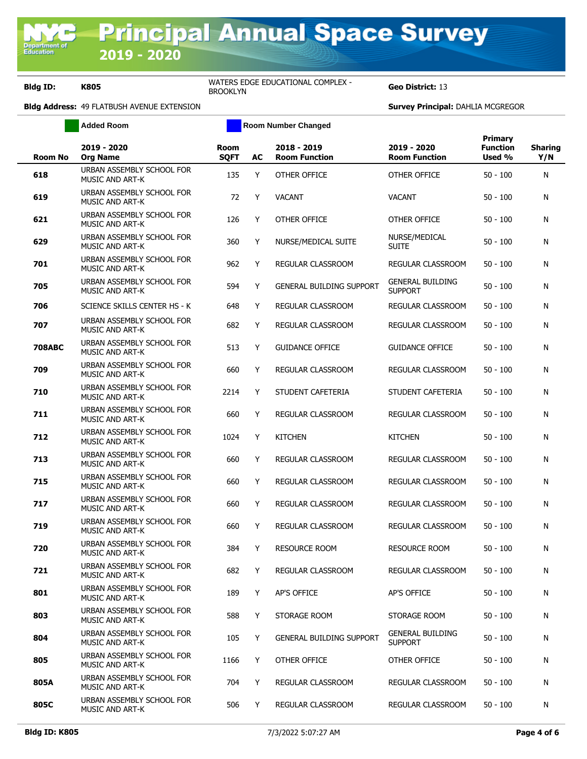# Principal Annual Space Survey 2019 - 2020

**Bldg ID:** K805 WATERS EDGE EDUCATIONAL COMPLEX - BROOKLYN **Geo District:** 13

**Bldg Address:** 49 FLATBUSH AVENUE EXTENSION **Survey Principal:** DAHLIA MCGREGOR

Added Room | Room Number Changed

| Room No | 2019 - 2020 Org Name | Room SQFT | AC | 2018 - 2019 Room Function | 2019 - 2020 Room Function | Primary Function Used % | Sharing Y/N |
|---|---|---|---|---|---|---|---|
| 618 | URBAN ASSEMBLY SCHOOL FOR MUSIC AND ART-K | 135 | Y | OTHER OFFICE | OTHER OFFICE | 50 - 100 | N |
| 619 | URBAN ASSEMBLY SCHOOL FOR MUSIC AND ART-K | 72 | Y | VACANT | VACANT | 50 - 100 | N |
| 621 | URBAN ASSEMBLY SCHOOL FOR MUSIC AND ART-K | 126 | Y | OTHER OFFICE | OTHER OFFICE | 50 - 100 | N |
| 629 | URBAN ASSEMBLY SCHOOL FOR MUSIC AND ART-K | 360 | Y | NURSE/MEDICAL SUITE | NURSE/MEDICAL SUITE | 50 - 100 | N |
| 701 | URBAN ASSEMBLY SCHOOL FOR MUSIC AND ART-K | 962 | Y | REGULAR CLASSROOM | REGULAR CLASSROOM | 50 - 100 | N |
| 705 | URBAN ASSEMBLY SCHOOL FOR MUSIC AND ART-K | 594 | Y | GENERAL BUILDING SUPPORT | GENERAL BUILDING SUPPORT | 50 - 100 | N |
| 706 | SCIENCE SKILLS CENTER HS - K | 648 | Y | REGULAR CLASSROOM | REGULAR CLASSROOM | 50 - 100 | N |
| 707 | URBAN ASSEMBLY SCHOOL FOR MUSIC AND ART-K | 682 | Y | REGULAR CLASSROOM | REGULAR CLASSROOM | 50 - 100 | N |
| 708ABC | URBAN ASSEMBLY SCHOOL FOR MUSIC AND ART-K | 513 | Y | GUIDANCE OFFICE | GUIDANCE OFFICE | 50 - 100 | N |
| 709 | URBAN ASSEMBLY SCHOOL FOR MUSIC AND ART-K | 660 | Y | REGULAR CLASSROOM | REGULAR CLASSROOM | 50 - 100 | N |
| 710 | URBAN ASSEMBLY SCHOOL FOR MUSIC AND ART-K | 2214 | Y | STUDENT CAFETERIA | STUDENT CAFETERIA | 50 - 100 | N |
| 711 | URBAN ASSEMBLY SCHOOL FOR MUSIC AND ART-K | 660 | Y | REGULAR CLASSROOM | REGULAR CLASSROOM | 50 - 100 | N |
| 712 | URBAN ASSEMBLY SCHOOL FOR MUSIC AND ART-K | 1024 | Y | KITCHEN | KITCHEN | 50 - 100 | N |
| 713 | URBAN ASSEMBLY SCHOOL FOR MUSIC AND ART-K | 660 | Y | REGULAR CLASSROOM | REGULAR CLASSROOM | 50 - 100 | N |
| 715 | URBAN ASSEMBLY SCHOOL FOR MUSIC AND ART-K | 660 | Y | REGULAR CLASSROOM | REGULAR CLASSROOM | 50 - 100 | N |
| 717 | URBAN ASSEMBLY SCHOOL FOR MUSIC AND ART-K | 660 | Y | REGULAR CLASSROOM | REGULAR CLASSROOM | 50 - 100 | N |
| 719 | URBAN ASSEMBLY SCHOOL FOR MUSIC AND ART-K | 660 | Y | REGULAR CLASSROOM | REGULAR CLASSROOM | 50 - 100 | N |
| 720 | URBAN ASSEMBLY SCHOOL FOR MUSIC AND ART-K | 384 | Y | RESOURCE ROOM | RESOURCE ROOM | 50 - 100 | N |
| 721 | URBAN ASSEMBLY SCHOOL FOR MUSIC AND ART-K | 682 | Y | REGULAR CLASSROOM | REGULAR CLASSROOM | 50 - 100 | N |
| 801 | URBAN ASSEMBLY SCHOOL FOR MUSIC AND ART-K | 189 | Y | AP'S OFFICE | AP'S OFFICE | 50 - 100 | N |
| 803 | URBAN ASSEMBLY SCHOOL FOR MUSIC AND ART-K | 588 | Y | STORAGE ROOM | STORAGE ROOM | 50 - 100 | N |
| 804 | URBAN ASSEMBLY SCHOOL FOR MUSIC AND ART-K | 105 | Y | GENERAL BUILDING SUPPORT | GENERAL BUILDING SUPPORT | 50 - 100 | N |
| 805 | URBAN ASSEMBLY SCHOOL FOR MUSIC AND ART-K | 1166 | Y | OTHER OFFICE | OTHER OFFICE | 50 - 100 | N |
| 805A | URBAN ASSEMBLY SCHOOL FOR MUSIC AND ART-K | 704 | Y | REGULAR CLASSROOM | REGULAR CLASSROOM | 50 - 100 | N |
| 805C | URBAN ASSEMBLY SCHOOL FOR MUSIC AND ART-K | 506 | Y | REGULAR CLASSROOM | REGULAR CLASSROOM | 50 - 100 | N |

7/3/2022 5:07:27 AM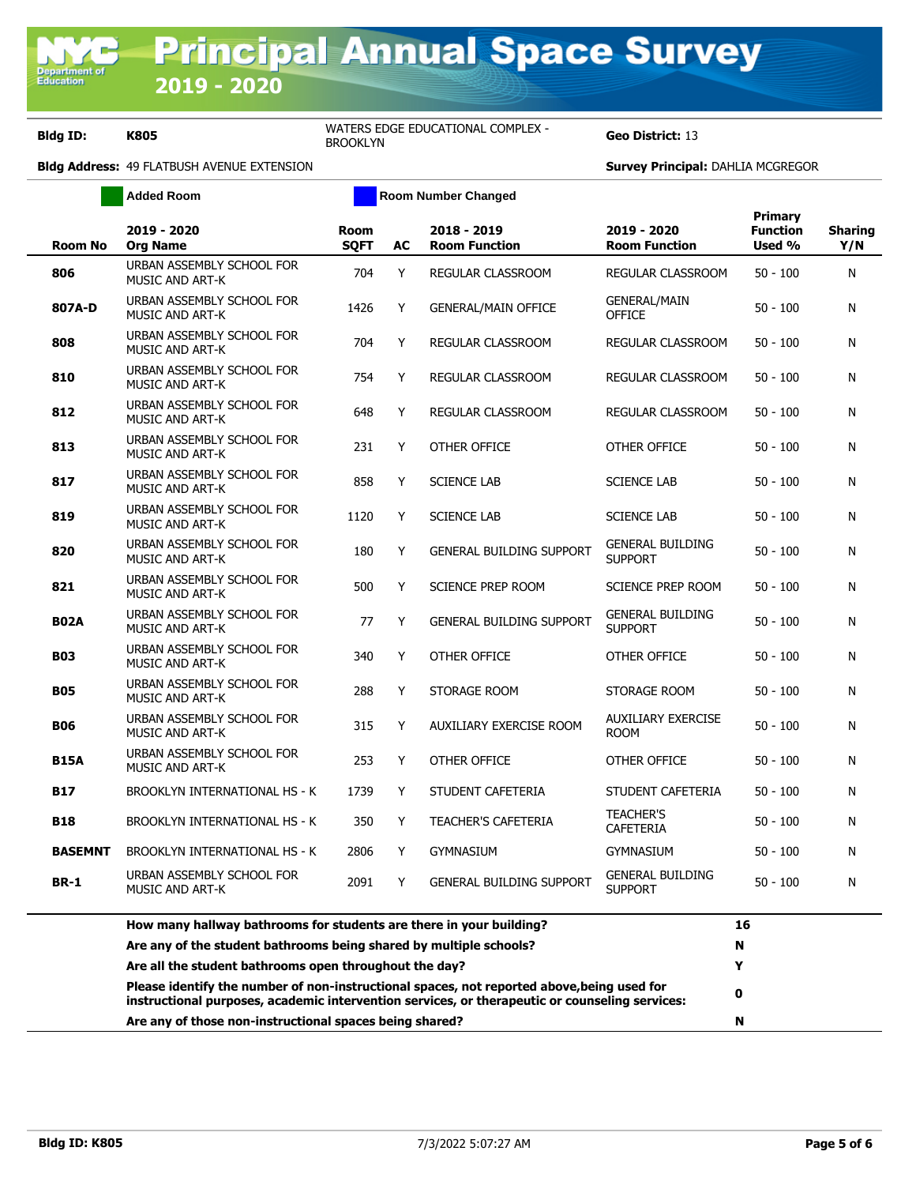# Principal Annual Space Survey 2019 - 2020

**Bldg ID:** K805 | WATERS EDGE EDUCATIONAL COMPLEX - BROOKLYN | **Geo District:** 13

**Bldg Address:** 49 FLATBUSH AVENUE EXTENSION | **Survey Principal:** DAHLIA MCGREGOR

Added Room | Room Number Changed

| Room No | 2019 - 2020 Org Name | Room SQFT | AC | 2018 - 2019 Room Function | 2019 - 2020 Room Function | Primary Function Used % | Sharing Y/N |
|---|---|---|---|---|---|---|---|
| **806** | URBAN ASSEMBLY SCHOOL FOR MUSIC AND ART-K | 704 | Y | REGULAR CLASSROOM | REGULAR CLASSROOM | 50 - 100 | N |
| **807A-D** | URBAN ASSEMBLY SCHOOL FOR MUSIC AND ART-K | 1426 | Y | GENERAL/MAIN OFFICE | GENERAL/MAIN OFFICE | 50 - 100 | N |
| **808** | URBAN ASSEMBLY SCHOOL FOR MUSIC AND ART-K | 704 | Y | REGULAR CLASSROOM | REGULAR CLASSROOM | 50 - 100 | N |
| **810** | URBAN ASSEMBLY SCHOOL FOR MUSIC AND ART-K | 754 | Y | REGULAR CLASSROOM | REGULAR CLASSROOM | 50 - 100 | N |
| **812** | URBAN ASSEMBLY SCHOOL FOR MUSIC AND ART-K | 648 | Y | REGULAR CLASSROOM | REGULAR CLASSROOM | 50 - 100 | N |
| **813** | URBAN ASSEMBLY SCHOOL FOR MUSIC AND ART-K | 231 | Y | OTHER OFFICE | OTHER OFFICE | 50 - 100 | N |
| **817** | URBAN ASSEMBLY SCHOOL FOR MUSIC AND ART-K | 858 | Y | SCIENCE LAB | SCIENCE LAB | 50 - 100 | N |
| **819** | URBAN ASSEMBLY SCHOOL FOR MUSIC AND ART-K | 1120 | Y | SCIENCE LAB | SCIENCE LAB | 50 - 100 | N |
| **820** | URBAN ASSEMBLY SCHOOL FOR MUSIC AND ART-K | 180 | Y | GENERAL BUILDING SUPPORT | GENERAL BUILDING SUPPORT | 50 - 100 | N |
| **821** | URBAN ASSEMBLY SCHOOL FOR MUSIC AND ART-K | 500 | Y | SCIENCE PREP ROOM | SCIENCE PREP ROOM | 50 - 100 | N |
| **B02A** | URBAN ASSEMBLY SCHOOL FOR MUSIC AND ART-K | 77 | Y | GENERAL BUILDING SUPPORT | GENERAL BUILDING SUPPORT | 50 - 100 | N |
| **B03** | URBAN ASSEMBLY SCHOOL FOR MUSIC AND ART-K | 340 | Y | OTHER OFFICE | OTHER OFFICE | 50 - 100 | N |
| **B05** | URBAN ASSEMBLY SCHOOL FOR MUSIC AND ART-K | 288 | Y | STORAGE ROOM | STORAGE ROOM | 50 - 100 | N |
| **B06** | URBAN ASSEMBLY SCHOOL FOR MUSIC AND ART-K | 315 | Y | AUXILIARY EXERCISE ROOM | AUXILIARY EXERCISE ROOM | 50 - 100 | N |
| **B15A** | URBAN ASSEMBLY SCHOOL FOR MUSIC AND ART-K | 253 | Y | OTHER OFFICE | OTHER OFFICE | 50 - 100 | N |
| **B17** | BROOKLYN INTERNATIONAL HS - K | 1739 | Y | STUDENT CAFETERIA | STUDENT CAFETERIA | 50 - 100 | N |
| **B18** | BROOKLYN INTERNATIONAL HS - K | 350 | Y | TEACHER'S CAFETERIA | TEACHER'S CAFETERIA | 50 - 100 | N |
| **BASEMNT** | BROOKLYN INTERNATIONAL HS - K | 2806 | Y | GYMNASIUM | GYMNASIUM | 50 - 100 | N |
| **BR-1** | URBAN ASSEMBLY SCHOOL FOR MUSIC AND ART-K | 2091 | Y | GENERAL BUILDING SUPPORT | GENERAL BUILDING SUPPORT | 50 - 100 | N |

| Question | Answer |
|---|---|
| **How many hallway bathrooms for students are there in your building?** | **16** |
| **Are any of the student bathrooms being shared by multiple schools?** | **N** |
| **Are all the student bathrooms open throughout the day?** | **Y** |
| **Please identify the number of non-instructional spaces, not reported above,being used for instructional purposes, academic intervention services, or therapeutic or counseling services:** | **0** |
| **Are any of those non-instructional spaces being shared?** | **N** |

7/3/2022 5:07:27 AM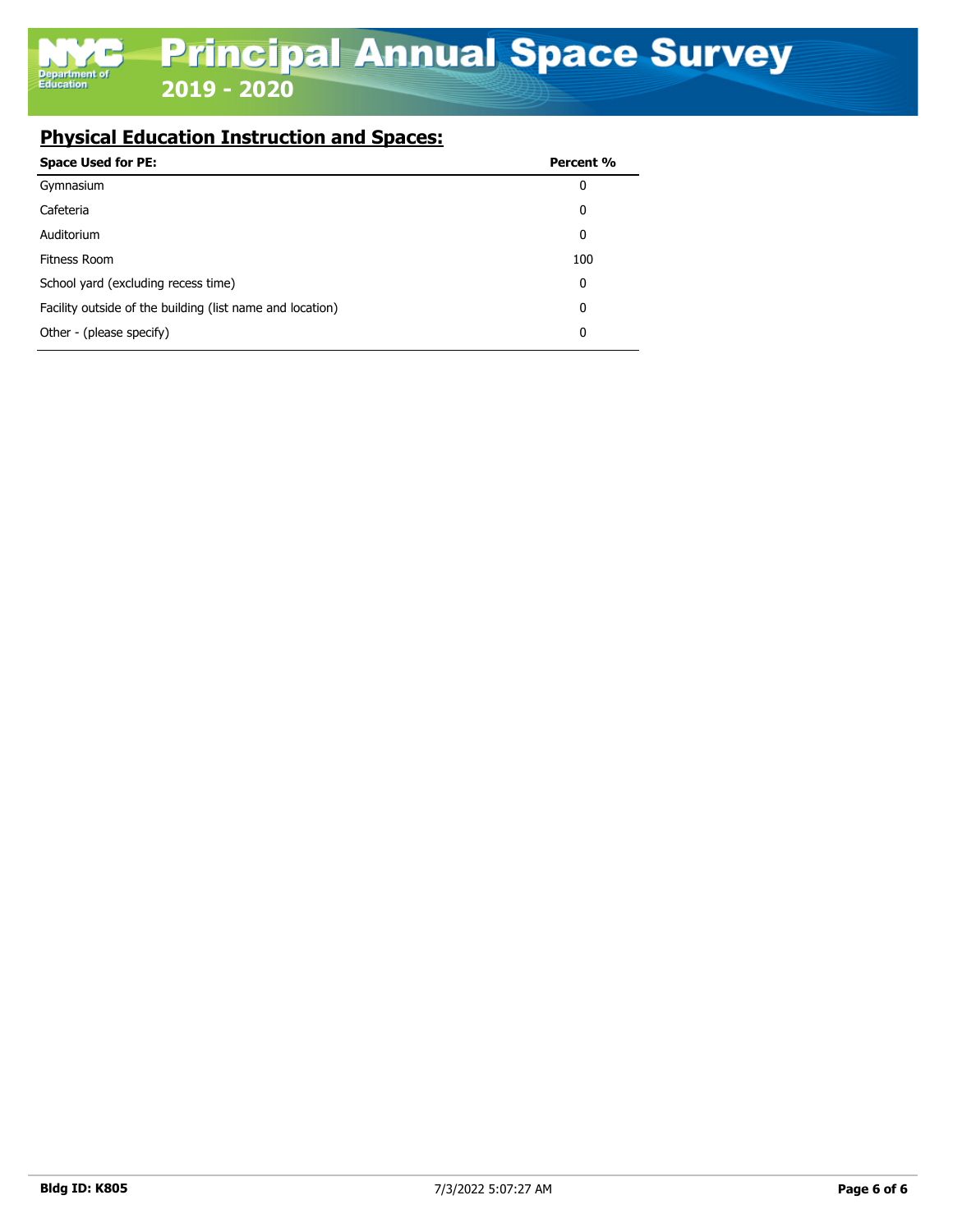## Physical Education Instruction and Spaces:

| Space Used for PE: | Percent % |
| --- | --- |
| Gymnasium | 0 |
| Cafeteria | 0 |
| Auditorium | 0 |
| Fitness Room | 100 |
| School yard (excluding recess time) | 0 |
| Facility outside of the building (list name and location) | 0 |
| Other - (please specify) | 0 |